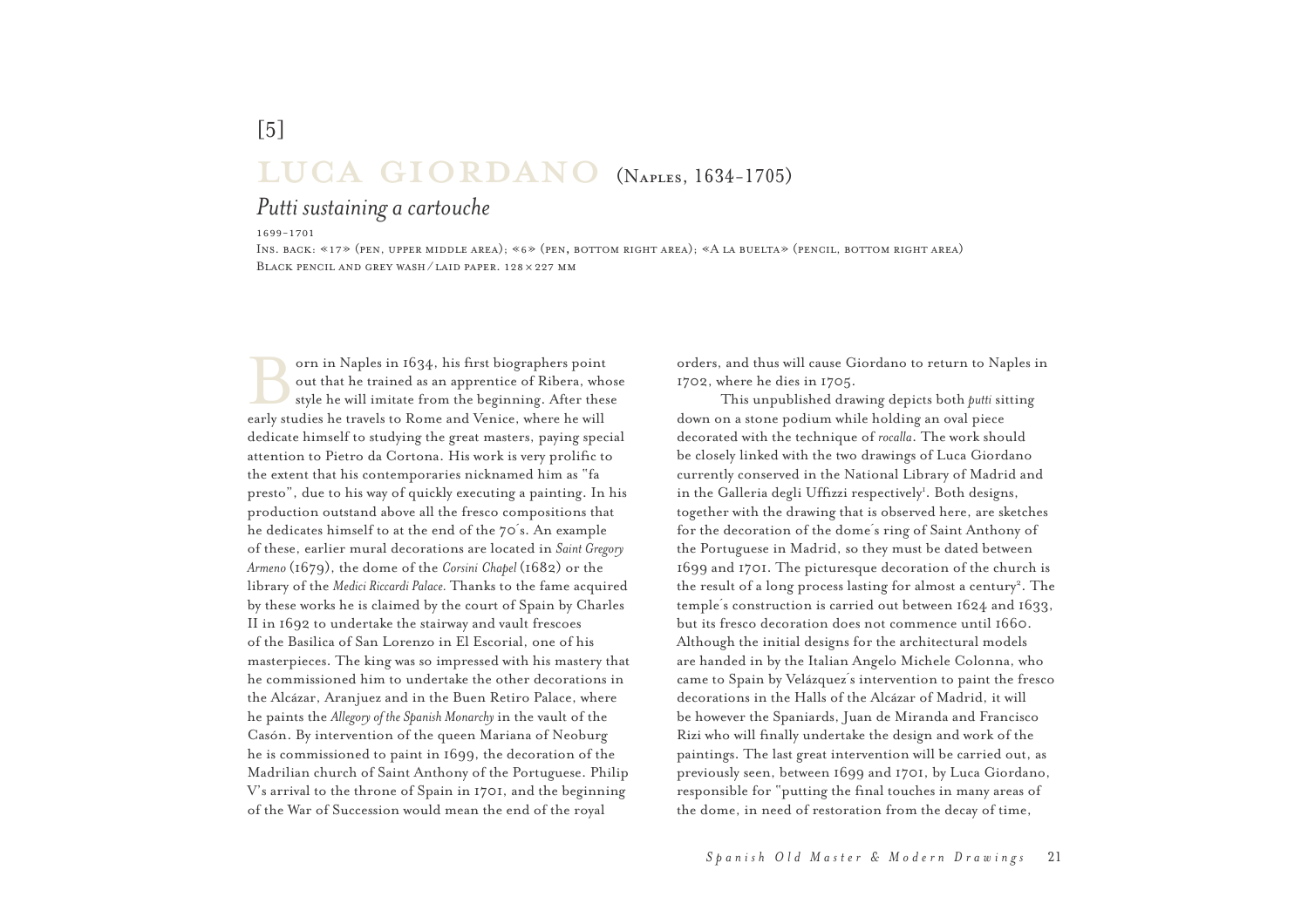[5]

# LUCA GIORDANO (Naples, 1634-1705)

## *Putti sustaining a cartouche*

1699-1701

Ins. back: «17» (pen, upper middle area); «6» (pen, bottom right area); «A la buelta» (pencil, bottom right area)

Black pencil and grey wash / laid paper. 128 × 227 mm

Born in Naples in 1634, his first biographers point out that he trained as an apprentice of Ribera, whose style he will imitate from the beginning. After these early studies he travels to Rome and Venice, where he will dedicate himself to studying the great masters, paying special attention to Pietro da Cortona. His work is very prolific to the extent that his contemporaries nicknamed him as "fa presto", due to his way of quickly executing a painting. In his production outstand above all the fresco compositions that he dedicates himself to at the end of the 70´s. An example of these, earlier mural decorations are located in *Saint Gregory Armeno* (1679), the dome of the *Corsini Chapel* (1682) or the library of the *Medici Riccardi Palace.* Thanks to the fame acquired by these works he is claimed by the court of Spain by Charles II in 1692 to undertake the stairway and vault frescoes of the Basilica of San Lorenzo in El Escorial, one of his masterpieces. The king was so impressed with his mastery that he commissioned him to undertake the other decorations in the Alcázar, Aranjuez and in the Buen Retiro Palace, where he paints the *Allegory of the Spanish Monarchy* in the vault of the Casón. By intervention of the queen Mariana of Neoburg he is commissioned to paint in 1699, the decoration of the Madrilian church of Saint Anthony of the Portuguese. Philip V's arrival to the throne of Spain in 1701, and the beginning of the War of Succession would mean the end of the royal orders, and thus will cause Giordano to return to Naples in 1702, where he dies in 1705.

This unpublished drawing depicts both *putti* sitting down on a stone podium while holding an oval piece decorated with the technique of *rocalla*. The work should be closely linked with the two drawings of Luca Giordano currently conserved in the National Library of Madrid and in the Galleria degli Uffizi respectively[1]. Both designs, together with the drawing that is observed here, are sketches for the decoration of the dome´s ring of Saint Anthony of the Portuguese in Madrid, so they must be dated between 1699 and 1701. The picturesque decoration of the church is the result of a long process lasting for almost a century[2]. The temple´s construction is carried out between 1624 and 1633, but its fresco decoration does not commence until 1660. Although the initial designs for the architectural models are handed in by the Italian Angelo Michele Colonna, who came to Spain by Velázquez´s intervention to paint the fresco decorations in the Halls of the Alcázar of Madrid, it will be however the Spaniards, Juan de Miranda and Francisco Rizi who will finally undertake the design and work of the paintings. The last great intervention will be carried out, as previously seen, between 1699 and 1701, by Luca Giordano, responsible for "putting the final touches in many areas of the dome, in need of restoration from the decay of time,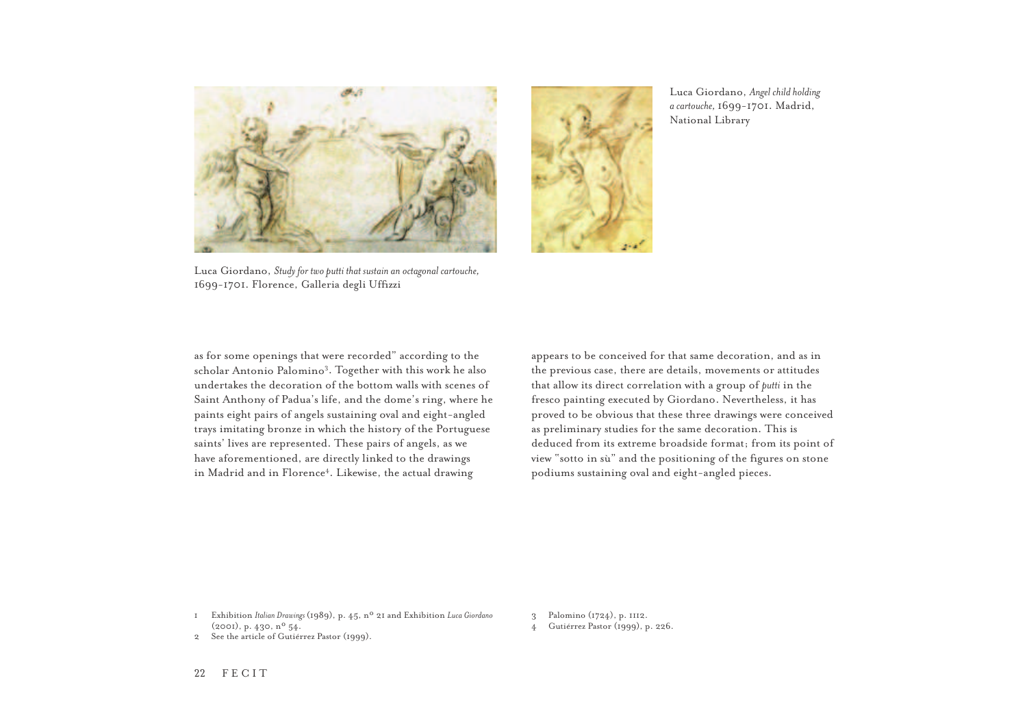Luca Giordano, *Angel child holding a cartouche,* 1699-1701. Madrid, National Library

Luca Giordano, *Study for two putti that sustain an octagonal cartouche,* 1699-1701. Florence, Galleria degli Uffizzi

as for some openings that were recorded" according to the scholar Antonio Palomino[3]. Together with this work he also undertakes the decoration of the bottom walls with scenes of Saint Anthony of Padua's life, and the dome's ring, where he paints eight pairs of angels sustaining oval and eight-angled trays imitating bronze in which the history of the Portuguese saints' lives are represented. These pairs of angels, as we have aforementioned, are directly linked to the drawings in Madrid and in Florence[4]. Likewise, the actual drawing appears to be conceived for that same decoration, and as in the previous case, there are details, movements or attitudes that allow its direct correlation with a group of *putti* in the fresco painting executed by Giordano. Nevertheless, it has proved to be obvious that these three drawings were conceived as preliminary studies for the same decoration. This is deduced from its extreme broadside format; from its point of view "sotto in sù" and the positioning of the figures on stone podiums sustaining oval and eight-angled pieces.

1 Exhibition *Italian Drawings* (1989), p. 45, nº 21 and Exhibition *Luca Giordano* (2001), p. 430, nº 54.
2 See the article of Gutiérrez Pastor (1999).
3 Palomino (1724), p. 1112.
4 Gutiérrez Pastor (1999), p. 226.